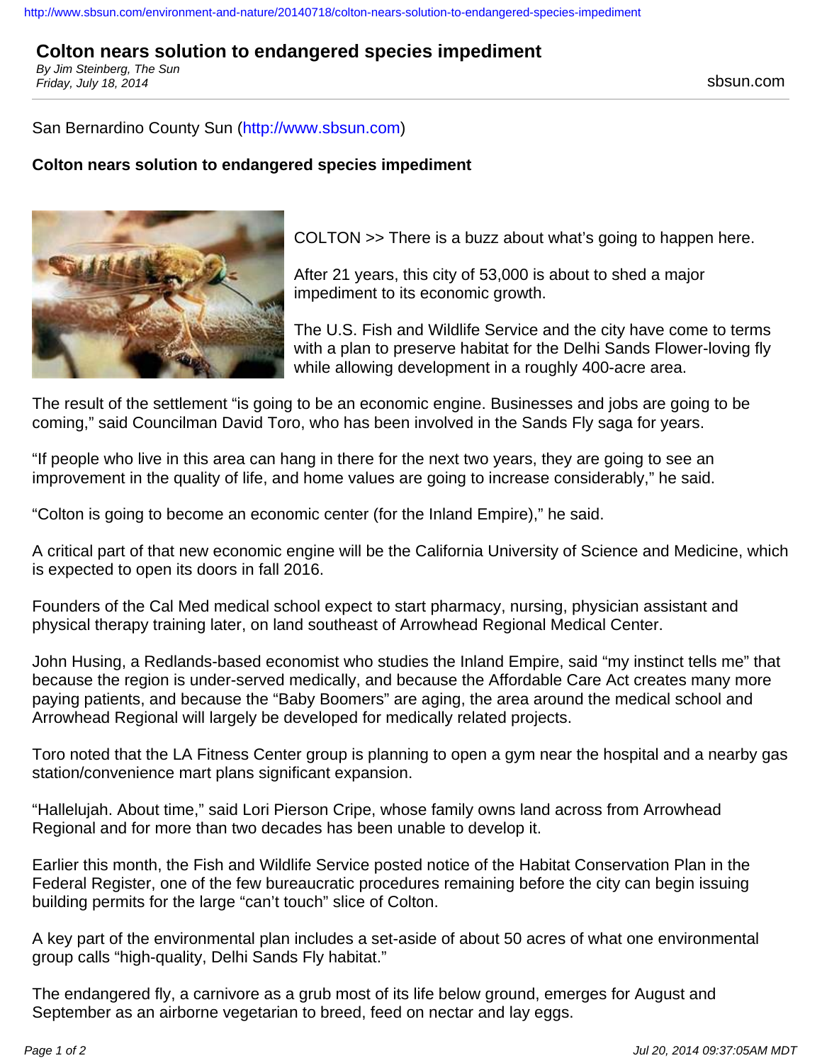# Colton nears solution to endangered species impediment

*By Jim Steinberg, The Sun*
*Friday, July 18, 2014*

sbsun.com

San Bernardino County Sun (http://www.sbsun.com)

**Colton nears solution to endangered species impediment**

COLTON >> There is a buzz about what's going to happen here.

After 21 years, this city of 53,000 is about to shed a major impediment to its economic growth.

The U.S. Fish and Wildlife Service and the city have come to terms with a plan to preserve habitat for the Delhi Sands Flower-loving fly while allowing development in a roughly 400-acre area.

The result of the settlement "is going to be an economic engine. Businesses and jobs are going to be coming," said Councilman David Toro, who has been involved in the Sands Fly saga for years.

"If people who live in this area can hang in there for the next two years, they are going to see an improvement in the quality of life, and home values are going to increase considerably," he said.

"Colton is going to become an economic center (for the Inland Empire)," he said.

A critical part of that new economic engine will be the California University of Science and Medicine, which is expected to open its doors in fall 2016.

Founders of the Cal Med medical school expect to start pharmacy, nursing, physician assistant and physical therapy training later, on land southeast of Arrowhead Regional Medical Center.

John Husing, a Redlands-based economist who studies the Inland Empire, said "my instinct tells me" that because the region is under-served medically, and because the Affordable Care Act creates many more paying patients, and because the "Baby Boomers" are aging, the area around the medical school and Arrowhead Regional will largely be developed for medically related projects.

Toro noted that the LA Fitness Center group is planning to open a gym near the hospital and a nearby gas station/convenience mart plans significant expansion.

"Hallelujah. About time," said Lori Pierson Cripe, whose family owns land across from Arrowhead Regional and for more than two decades has been unable to develop it.

Earlier this month, the Fish and Wildlife Service posted notice of the Habitat Conservation Plan in the Federal Register, one of the few bureaucratic procedures remaining before the city can begin issuing building permits for the large "can't touch" slice of Colton.

A key part of the environmental plan includes a set-aside of about 50 acres of what one environmental group calls "high-quality, Delhi Sands Fly habitat."

The endangered fly, a carnivore as a grub most of its life below ground, emerges for August and September as an airborne vegetarian to breed, feed on nectar and lay eggs.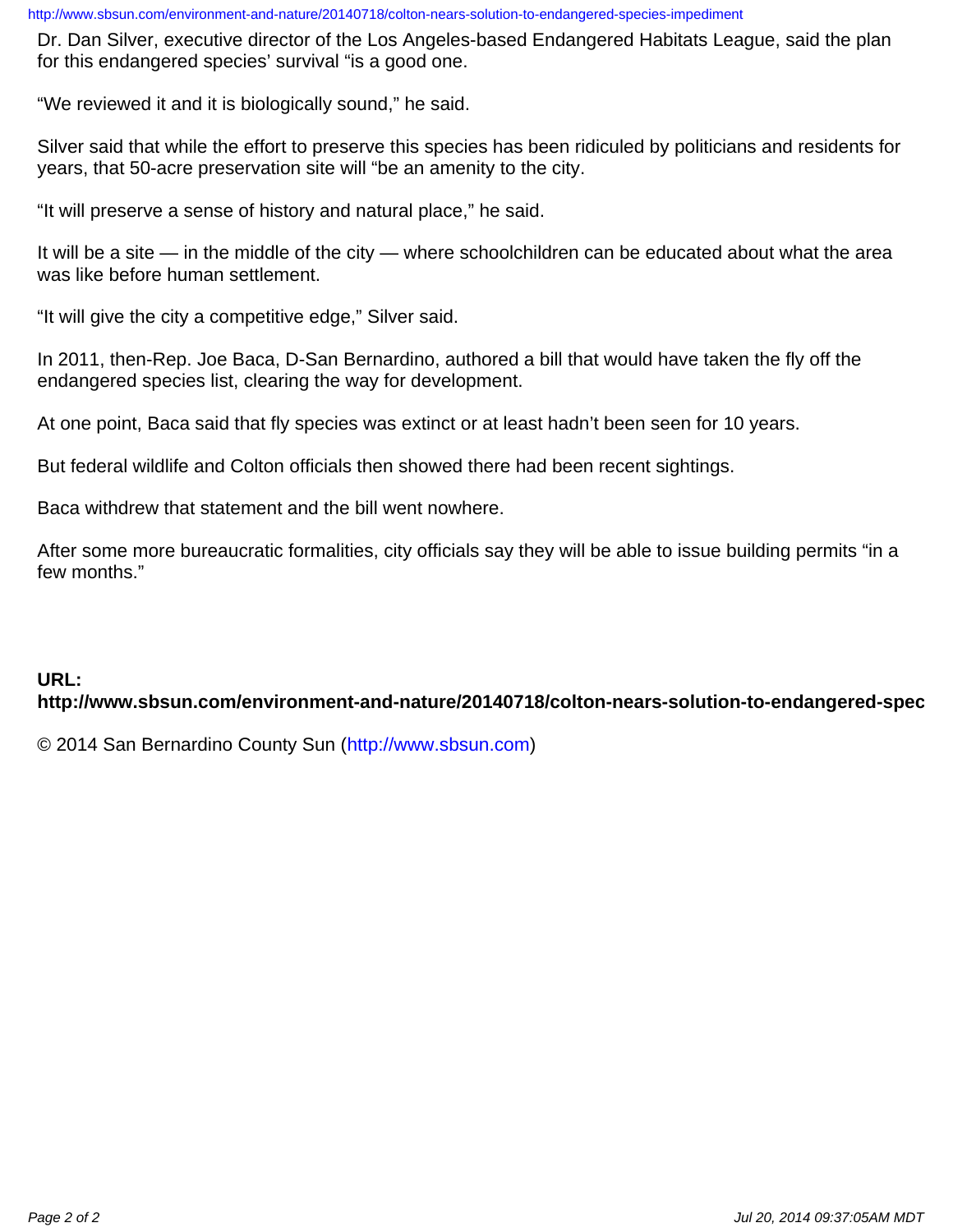Dr. Dan Silver, executive director of the Los Angeles-based Endangered Habitats League, said the plan for this endangered species' survival "is a good one.

"We reviewed it and it is biologically sound," he said.

Silver said that while the effort to preserve this species has been ridiculed by politicians and residents for years, that 50-acre preservation site will "be an amenity to the city.

"It will preserve a sense of history and natural place," he said.

It will be a site — in the middle of the city — where schoolchildren can be educated about what the area was like before human settlement.

"It will give the city a competitive edge," Silver said.

In 2011, then-Rep. Joe Baca, D-San Bernardino, authored a bill that would have taken the fly off the endangered species list, clearing the way for development.

At one point, Baca said that fly species was extinct or at least hadn't been seen for 10 years.

But federal wildlife and Colton officials then showed there had been recent sightings.

Baca withdrew that statement and the bill went nowhere.

After some more bureaucratic formalities, city officials say they will be able to issue building permits "in a few months."

**URL:**
**http://www.sbsun.com/environment-and-nature/20140718/colton-nears-solution-to-endangered-spec**

© 2014 San Bernardino County Sun (http://www.sbsun.com)